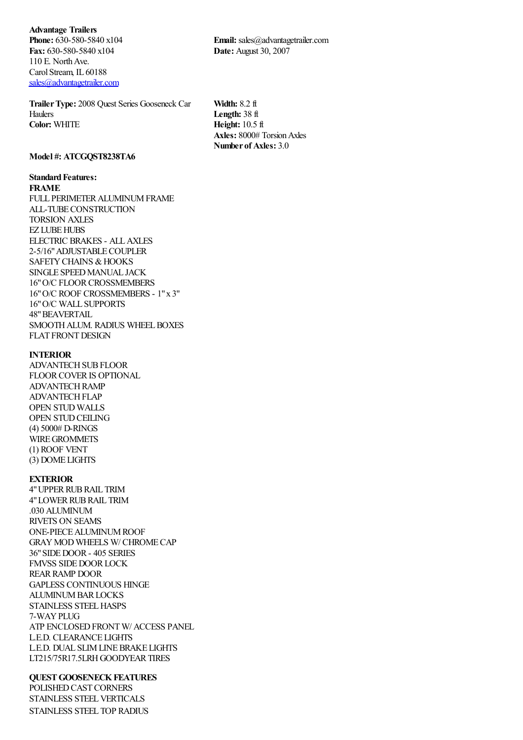**Advantage Trailers**
**Phone:** 630-580-5840 x104
**Fax:** 630-580-5840 x104
110 E. North Ave.
Carol Stream, IL 60188
sales@advantagetrailer.com

**Email:** sales@advantagetrailer.com
**Date:** August 30, 2007

**Trailer Type:** 2008 Quest Series Gooseneck Car Haulers
**Color:** WHITE

**Width:** 8.2 ft
**Length:** 38 ft
**Height:** 10.5 ft
**Axles:** 8000# Torsion Axles
**Number of Axles:** 3.0

**Model #: ATCGQST8238TA6**

**Standard Features:**

**FRAME**

FULL PERIMETER ALUMINUM FRAME
ALL-TUBE CONSTRUCTION
TORSION AXLES
EZ LUBE HUBS
ELECTRIC BRAKES - ALL AXLES
2-5/16" ADJUSTABLE COUPLER
SAFETY CHAINS & HOOKS
SINGLE SPEED MANUAL JACK
16" O/C FLOOR CROSSMEMBERS
16" O/C ROOF CROSSMEMBERS - 1" x 3"
16" O/C WALL SUPPORTS
48" BEAVERTAIL
SMOOTH ALUM. RADIUS WHEEL BOXES
FLAT FRONT DESIGN

**INTERIOR**

ADVANTECH SUB FLOOR
FLOOR COVER IS OPTIONAL
ADVANTECH RAMP
ADVANTECH FLAP
OPEN STUD WALLS
OPEN STUD CEILING
(4) 5000# D-RINGS
WIRE GROMMETS
(1) ROOF VENT
(3) DOME LIGHTS

**EXTERIOR**

4" UPPER RUB RAIL TRIM
4" LOWER RUB RAIL TRIM
.030 ALUMINUM
RIVETS ON SEAMS
ONE-PIECE ALUMINUM ROOF
GRAY MOD WHEELS W/ CHROME CAP
36" SIDE DOOR - 405 SERIES
FMVSS SIDE DOOR LOCK
REAR RAMP DOOR
GAPLESS CONTINUOUS HINGE
ALUMINUM BAR LOCKS
STAINLESS STEEL HASPS
7-WAY PLUG
ATP ENCLOSED FRONT W/ ACCESS PANEL
L.E.D. CLEARANCE LIGHTS
L.E.D. DUAL SLIM LINE BRAKE LIGHTS
LT215/75R17.5LRH GOODYEAR TIRES

**QUEST GOOSENECK FEATURES**

POLISHED CAST CORNERS
STAINLESS STEEL VERTICALS
STAINLESS STEEL TOP RADIUS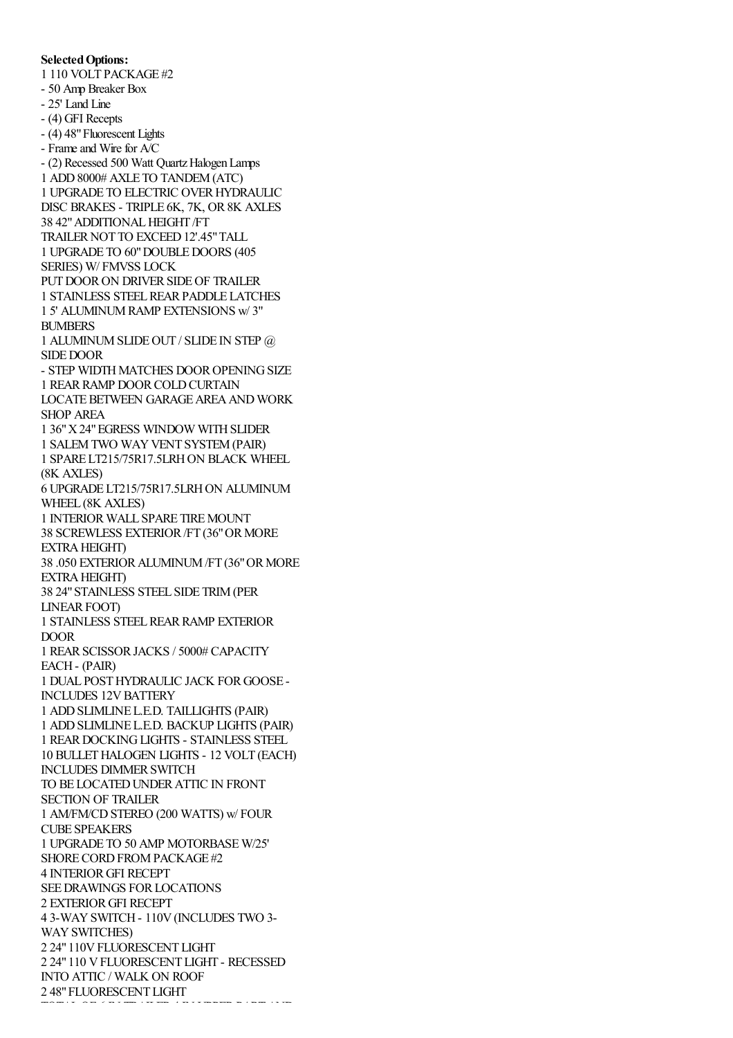**Selected Options:**

1 110 VOLT PACKAGE #2
- 50 Amp Breaker Box
- 25' Land Line
- (4) GFI Recepts
- (4) 48" Fluorescent Lights
- Frame and Wire for A/C
- (2) Recessed 500 Watt Quartz Halogen Lamps

1 ADD 8000# AXLE TO TANDEM (ATC)
1 UPGRADE TO ELECTRIC OVER HYDRAULIC DISC BRAKES - TRIPLE 6K, 7K, OR 8K AXLES
38 42" ADDITIONAL HEIGHT /FT
TRAILER NOT TO EXCEED 12'.45" TALL
1 UPGRADE TO 60" DOUBLE DOORS (405 SERIES) W/ FMVSS LOCK
PUT DOOR ON DRIVER SIDE OF TRAILER
1 STAINLESS STEEL REAR PADDLE LATCHES
1 5' ALUMINUM RAMP EXTENSIONS w/ 3" BUMBERS
1 ALUMINUM SLIDE OUT / SLIDE IN STEP @ SIDE DOOR
- STEP WIDTH MATCHES DOOR OPENING SIZE
1 REAR RAMP DOOR COLD CURTAIN
LOCATE BETWEEN GARAGE AREA AND WORK SHOP AREA
1 36" X 24" EGRESS WINDOW WITH SLIDER
1 SALEM TWO WAY VENT SYSTEM (PAIR)
1 SPARE LT215/75R17.5LRH ON BLACK WHEEL (8K AXLES)
6 UPGRADE LT215/75R17.5LRH ON ALUMINUM WHEEL (8K AXLES)
1 INTERIOR WALL SPARE TIRE MOUNT
38 SCREWLESS EXTERIOR /FT (36" OR MORE EXTRA HEIGHT)
38 .050 EXTERIOR ALUMINUM /FT (36" OR MORE EXTRA HEIGHT)
38 24" STAINLESS STEEL SIDE TRIM (PER LINEAR FOOT)
1 STAINLESS STEEL REAR RAMP EXTERIOR DOOR
1 REAR SCISSOR JACKS / 5000# CAPACITY EACH - (PAIR)
1 DUAL POST HYDRAULIC JACK FOR GOOSE - INCLUDES 12V BATTERY
1 ADD SLIMLINE L.E.D. TAILLIGHTS (PAIR)
1 ADD SLIMLINE L.E.D. BACKUP LIGHTS (PAIR)
1 REAR DOCKING LIGHTS - STAINLESS STEEL
10 BULLET HALOGEN LIGHTS - 12 VOLT (EACH) INCLUDES DIMMER SWITCH
TO BE LOCATED UNDER ATTIC IN FRONT SECTION OF TRAILER
1 AM/FM/CD STEREO (200 WATTS) w/ FOUR CUBE SPEAKERS
1 UPGRADE TO 50 AMP MOTORBASE W/25' SHORE CORD FROM PACKAGE #2
4 INTERIOR GFI RECEPT
SEE DRAWINGS FOR LOCATIONS
2 EXTERIOR GFI RECEPT
4 3-WAY SWITCH - 110V (INCLUDES TWO 3-WAY SWITCHES)
2 24" 110V FLUORESCENT LIGHT
2 24" 110 V FLUORESCENT LIGHT - RECESSED INTO ATTIC / WALK ON ROOF
2 48" FLUORESCENT LIGHT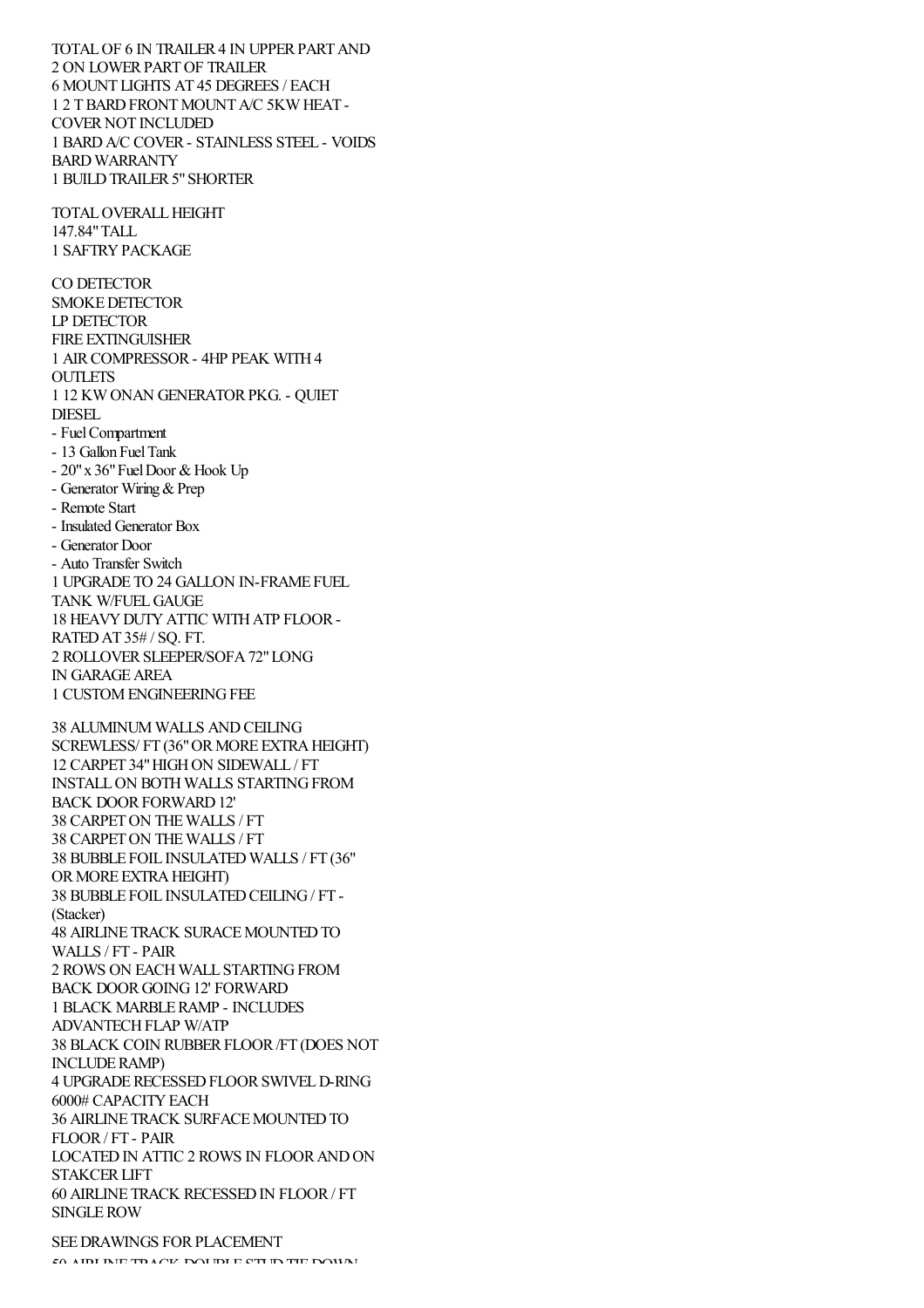TOTAL OF 6 IN TRAILER 4 IN UPPER PART AND
2 ON LOWER PART OF TRAILER
6 MOUNT LIGHTS AT 45 DEGREES / EACH
1 2 T BARD FRONT MOUNT A/C 5KW HEAT -
COVER NOT INCLUDED
1 BARD A/C COVER - STAINLESS STEEL - VOIDS
BARD WARRANTY
1 BUILD TRAILER 5" SHORTER

TOTAL OVERALL HEIGHT
147.84" TALL
1 SAFTRY PACKAGE

CO DETECTOR
SMOKE DETECTOR
LP DETECTOR
FIRE EXTINGUISHER
1 AIR COMPRESSOR - 4HP PEAK WITH 4
OUTLETS
1 12 KW ONAN GENERATOR PKG. - QUIET
DIESEL
- Fuel Compartment
- 13 Gallon Fuel Tank
- 20" x 36" Fuel Door & Hook Up
- Generator Wiring & Prep
- Remote Start
- Insulated Generator Box
- Generator Door
- Auto Transfer Switch
1 UPGRADE TO 24 GALLON IN-FRAME FUEL
TANK W/FUEL GAUGE
18 HEAVY DUTY ATTIC WITH ATP FLOOR -
RATED AT 35# / SQ. FT.
2 ROLLOVER SLEEPER/SOFA 72" LONG
IN GARAGE AREA
1 CUSTOM ENGINEERING FEE

38 ALUMINUM WALLS AND CEILING
SCREWLESS/ FT (36" OR MORE EXTRA HEIGHT)
12 CARPET 34" HIGH ON SIDEWALL / FT
INSTALL ON BOTH WALLS STARTING FROM
BACK DOOR FORWARD 12'
38 CARPET ON THE WALLS / FT
38 CARPET ON THE WALLS / FT
38 BUBBLE FOIL INSULATED WALLS / FT (36"
OR MORE EXTRA HEIGHT)
38 BUBBLE FOIL INSULATED CEILING / FT -
(Stacker)
48 AIRLINE TRACK SURACE MOUNTED TO
WALLS / FT - PAIR
2 ROWS ON EACH WALL STARTING FROM
BACK DOOR GOING 12' FORWARD
1 BLACK MARBLE RAMP - INCLUDES
ADVANTECH FLAP W/ATP
38 BLACK COIN RUBBER FLOOR /FT (DOES NOT
INCLUDE RAMP)
4 UPGRADE RECESSED FLOOR SWIVEL D-RING
6000# CAPACITY EACH
36 AIRLINE TRACK SURFACE MOUNTED TO
FLOOR / FT - PAIR
LOCATED IN ATTIC 2 ROWS IN FLOOR AND ON
STAKCER LIFT
60 AIRLINE TRACK RECESSED IN FLOOR / FT
SINGLE ROW

SEE DRAWINGS FOR PLACEMENT
50 AIRLINE TRACK DOUBLE STUD TIE DOWN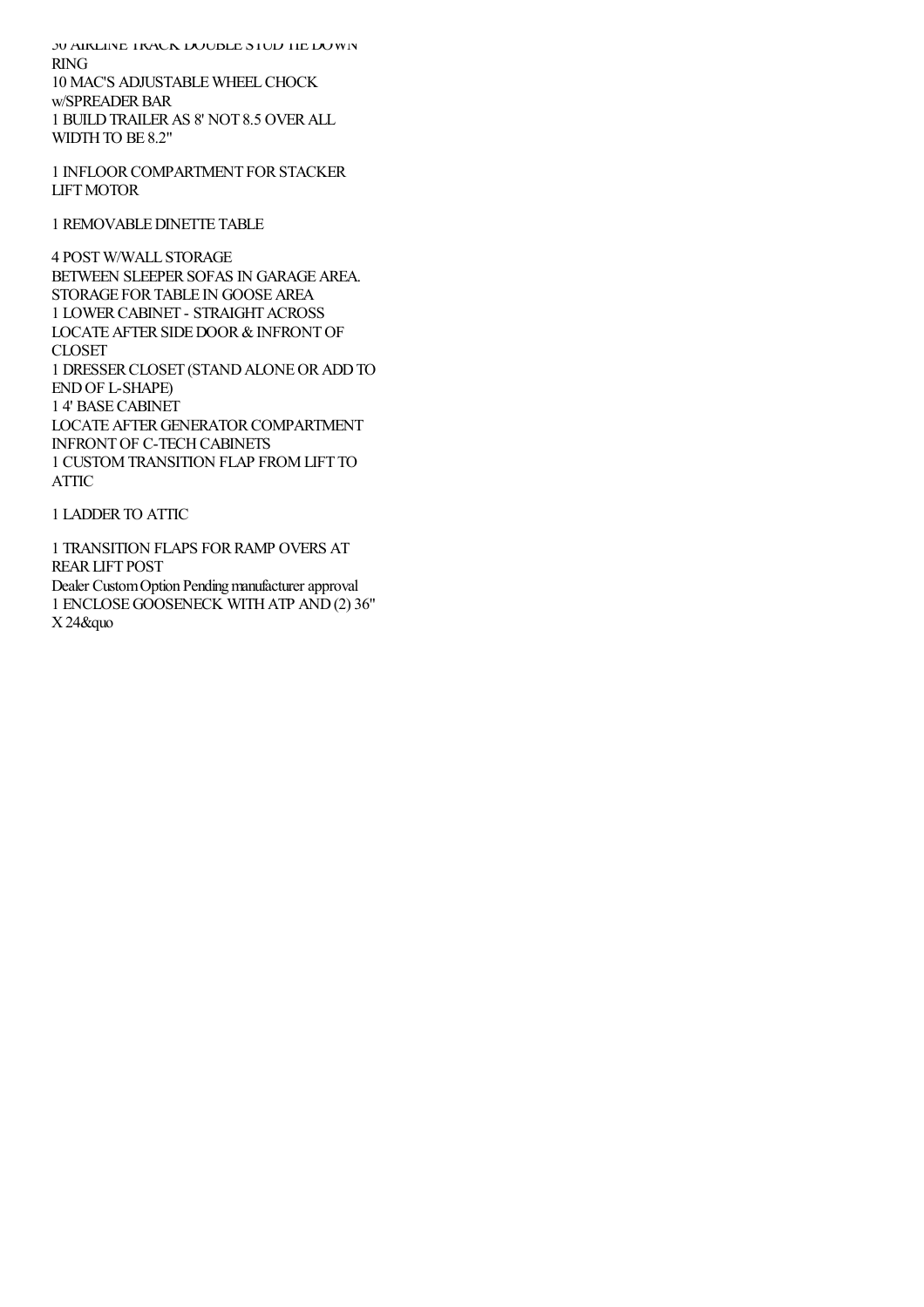30 AIRLINE TRACK DOUBLE STUD TIE DOWN RING
10 MAC'S ADJUSTABLE WHEEL CHOCK w/SPREADER BAR
1 BUILD TRAILER AS 8' NOT 8.5 OVER ALL WIDTH TO BE 8.2"

1 INFLOOR COMPARTMENT FOR STACKER LIFT MOTOR

1 REMOVABLE DINETTE TABLE

4 POST W/WALL STORAGE
BETWEEN SLEEPER SOFAS IN GARAGE AREA. STORAGE FOR TABLE IN GOOSE AREA
1 LOWER CABINET - STRAIGHT ACROSS
LOCATE AFTER SIDE DOOR & INFRONT OF CLOSET
1 DRESSER CLOSET (STAND ALONE OR ADD TO END OF L-SHAPE)
1 4' BASE CABINET
LOCATE AFTER GENERATOR COMPARTMENT INFRONT OF C-TECH CABINETS
1 CUSTOM TRANSITION FLAP FROM LIFT TO ATTIC

1 LADDER TO ATTIC

1 TRANSITION FLAPS FOR RAMP OVERS AT REAR LIFT POST
Dealer Custom Option Pending manufacturer approval
1 ENCLOSE GOOSENECK WITH ATP AND (2) 36" X 24&quo